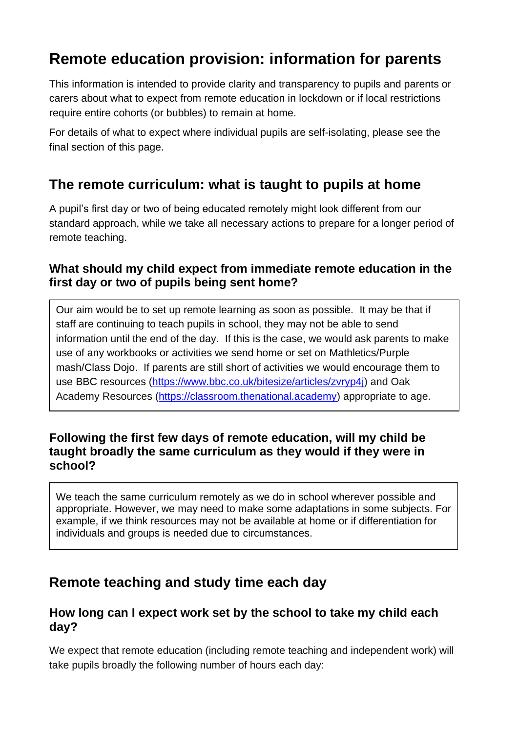# Remote education provision: information for parents

This information is intended to provide clarity and transparency to pupils and parents or carers about what to expect from remote education in lockdown or if local restrictions require entire cohorts (or bubbles) to remain at home.

For details of what to expect where individual pupils are self-isolating, please see the final section of this page.

## The remote curriculum: what is taught to pupils at home

A pupil's first day or two of being educated remotely might look different from our standard approach, while we take all necessary actions to prepare for a longer period of remote teaching.

### What should my child expect from immediate remote education in the first day or two of pupils being sent home?

Our aim would be to set up remote learning as soon as possible. It may be that if staff are continuing to teach pupils in school, they may not be able to send information until the end of the day. If this is the case, we would ask parents to make use of any workbooks or activities we send home or set on Mathletics/Purple mash/Class Dojo. If parents are still short of activities we would encourage them to use BBC resources (https://www.bbc.co.uk/bitesize/articles/zvryp4j) and Oak Academy Resources (https://classroom.thenational.academy) appropriate to age.

### Following the first few days of remote education, will my child be taught broadly the same curriculum as they would if they were in school?

We teach the same curriculum remotely as we do in school wherever possible and appropriate. However, we may need to make some adaptations in some subjects. For example, if we think resources may not be available at home or if differentiation for individuals and groups is needed due to circumstances.

## Remote teaching and study time each day

### How long can I expect work set by the school to take my child each day?

We expect that remote education (including remote teaching and independent work) will take pupils broadly the following number of hours each day: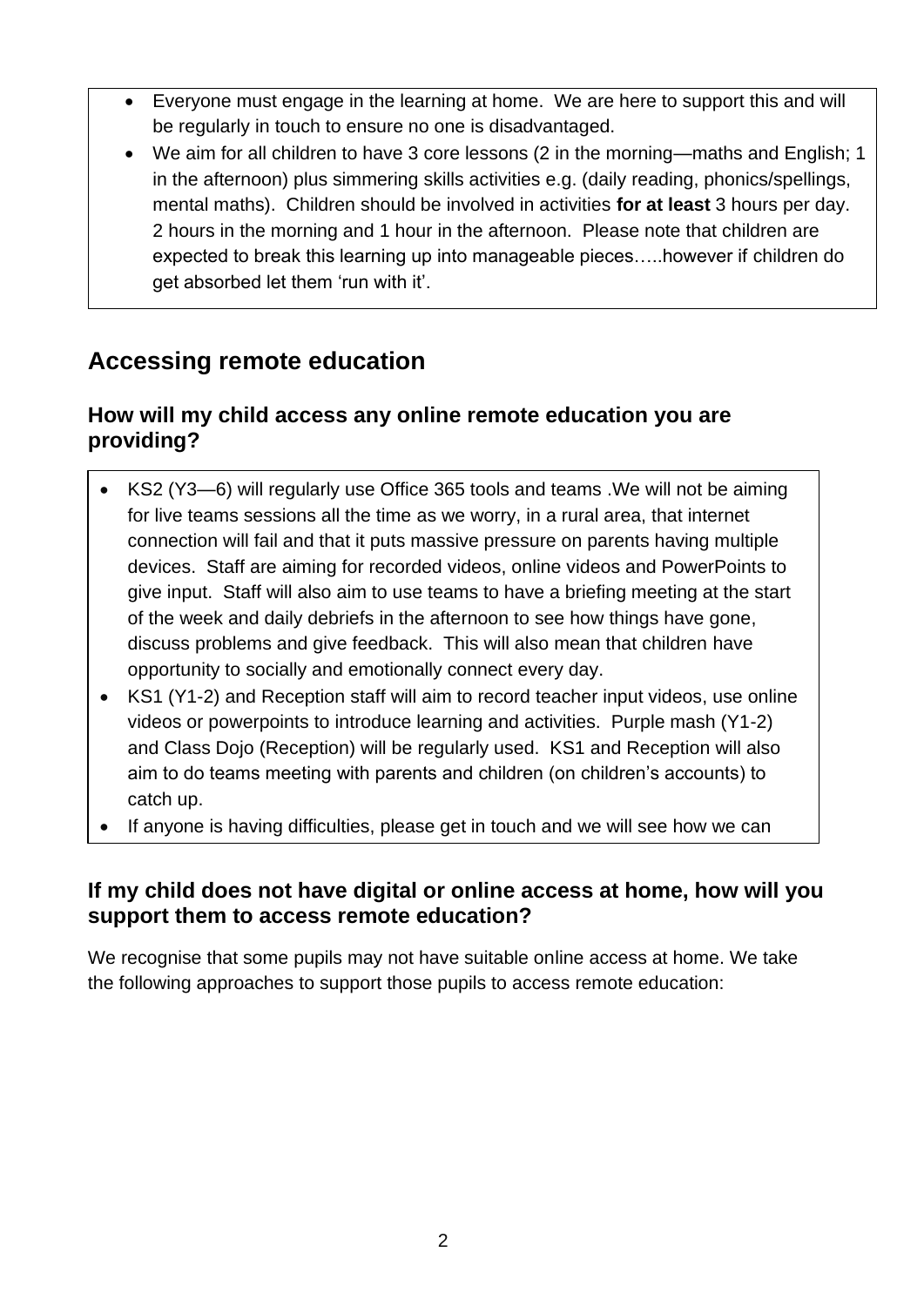- Everyone must engage in the learning at home. We are here to support this and will be regularly in touch to ensure no one is disadvantaged.
- We aim for all children to have 3 core lessons (2 in the morning—maths and English; 1 in the afternoon) plus simmering skills activities e.g. (daily reading, phonics/spellings, mental maths). Children should be involved in activities **for at least** 3 hours per day. 2 hours in the morning and 1 hour in the afternoon. Please note that children are expected to break this learning up into manageable pieces…..however if children do get absorbed let them 'run with it'.

## Accessing remote education

### How will my child access any online remote education you are providing?

- KS2 (Y3—6) will regularly use Office 365 tools and teams .We will not be aiming for live teams sessions all the time as we worry, in a rural area, that internet connection will fail and that it puts massive pressure on parents having multiple devices. Staff are aiming for recorded videos, online videos and PowerPoints to give input. Staff will also aim to use teams to have a briefing meeting at the start of the week and daily debriefs in the afternoon to see how things have gone, discuss problems and give feedback. This will also mean that children have opportunity to socially and emotionally connect every day.
- KS1 (Y1-2) and Reception staff will aim to record teacher input videos, use online videos or powerpoints to introduce learning and activities. Purple mash (Y1-2) and Class Dojo (Reception) will be regularly used. KS1 and Reception will also aim to do teams meeting with parents and children (on children's accounts) to catch up.
- If anyone is having difficulties, please get in touch and we will see how we can

### If my child does not have digital or online access at home, how will you support them to access remote education?

We recognise that some pupils may not have suitable online access at home. We take the following approaches to support those pupils to access remote education: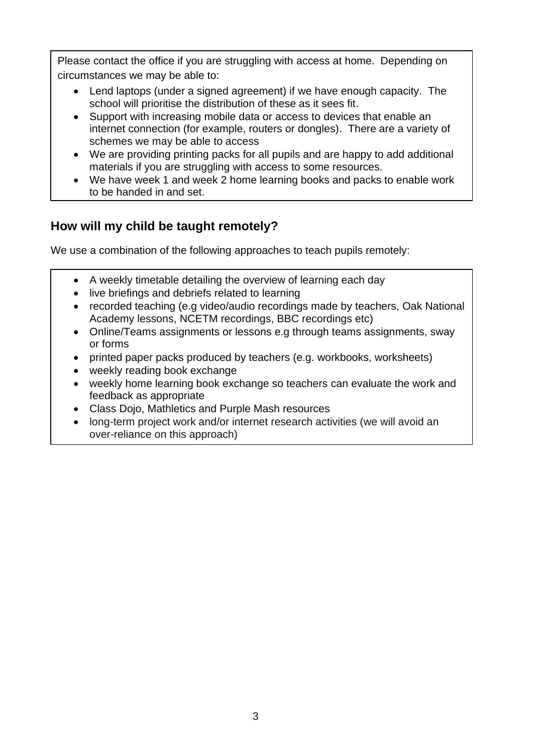Please contact the office if you are struggling with access at home. Depending on circumstances we may be able to:

- Lend laptops (under a signed agreement) if we have enough capacity. The school will prioritise the distribution of these as it sees fit.
- Support with increasing mobile data or access to devices that enable an internet connection (for example, routers or dongles). There are a variety of schemes we may be able to access
- We are providing printing packs for all pupils and are happy to add additional materials if you are struggling with access to some resources.
- We have week 1 and week 2 home learning books and packs to enable work to be handed in and set.

## How will my child be taught remotely?

We use a combination of the following approaches to teach pupils remotely:

- A weekly timetable detailing the overview of learning each day
- live briefings and debriefs related to learning
- recorded teaching (e.g video/audio recordings made by teachers, Oak National Academy lessons, NCETM recordings, BBC recordings etc)
- Online/Teams assignments or lessons e.g through teams assignments, sway or forms
- printed paper packs produced by teachers (e.g. workbooks, worksheets)
- weekly reading book exchange
- weekly home learning book exchange so teachers can evaluate the work and feedback as appropriate
- Class Dojo, Mathletics and Purple Mash resources
- long-term project work and/or internet research activities (we will avoid an over-reliance on this approach)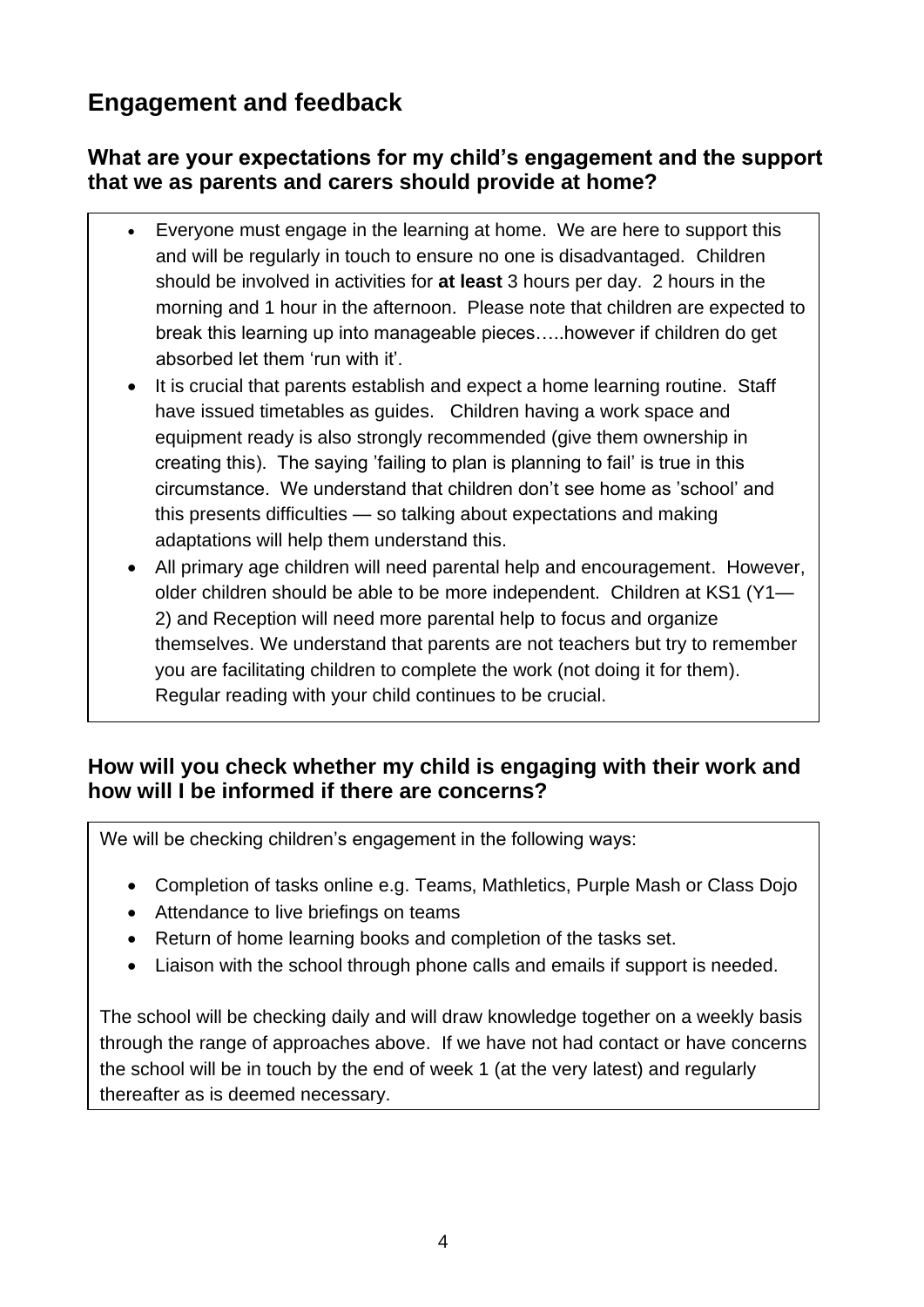## Engagement and feedback

### What are your expectations for my child's engagement and the support that we as parents and carers should provide at home?

- Everyone must engage in the learning at home. We are here to support this and will be regularly in touch to ensure no one is disadvantaged. Children should be involved in activities for **at least** 3 hours per day. 2 hours in the morning and 1 hour in the afternoon. Please note that children are expected to break this learning up into manageable pieces…..however if children do get absorbed let them 'run with it'.
- It is crucial that parents establish and expect a home learning routine. Staff have issued timetables as guides. Children having a work space and equipment ready is also strongly recommended (give them ownership in creating this). The saying 'failing to plan is planning to fail' is true in this circumstance. We understand that children don't see home as 'school' and this presents difficulties — so talking about expectations and making adaptations will help them understand this.
- All primary age children will need parental help and encouragement. However, older children should be able to be more independent. Children at KS1 (Y1—2) and Reception will need more parental help to focus and organize themselves. We understand that parents are not teachers but try to remember you are facilitating children to complete the work (not doing it for them). Regular reading with your child continues to be crucial.

### How will you check whether my child is engaging with their work and how will I be informed if there are concerns?

We will be checking children's engagement in the following ways:

- Completion of tasks online e.g. Teams, Mathletics, Purple Mash or Class Dojo
- Attendance to live briefings on teams
- Return of home learning books and completion of the tasks set.
- Liaison with the school through phone calls and emails if support is needed.

The school will be checking daily and will draw knowledge together on a weekly basis through the range of approaches above. If we have not had contact or have concerns the school will be in touch by the end of week 1 (at the very latest) and regularly thereafter as is deemed necessary.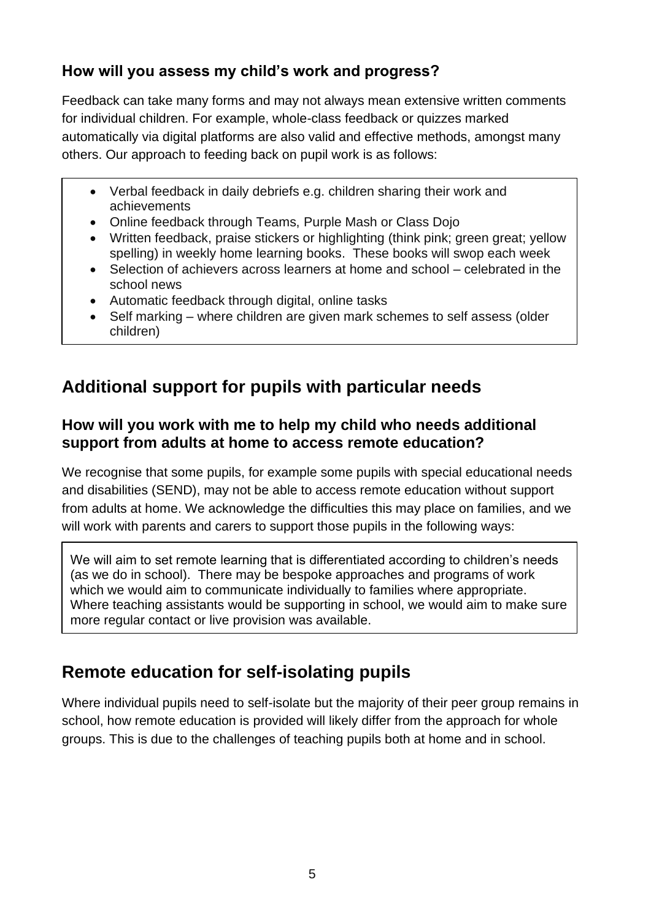### How will you assess my child's work and progress?

Feedback can take many forms and may not always mean extensive written comments for individual children. For example, whole-class feedback or quizzes marked automatically via digital platforms are also valid and effective methods, amongst many others. Our approach to feeding back on pupil work is as follows:

- Verbal feedback in daily debriefs e.g. children sharing their work and achievements
- Online feedback through Teams, Purple Mash or Class Dojo
- Written feedback, praise stickers or highlighting (think pink; green great; yellow spelling) in weekly home learning books. These books will swop each week
- Selection of achievers across learners at home and school – celebrated in the school news
- Automatic feedback through digital, online tasks
- Self marking – where children are given mark schemes to self assess (older children)

## Additional support for pupils with particular needs

### How will you work with me to help my child who needs additional support from adults at home to access remote education?

We recognise that some pupils, for example some pupils with special educational needs and disabilities (SEND), may not be able to access remote education without support from adults at home. We acknowledge the difficulties this may place on families, and we will work with parents and carers to support those pupils in the following ways:

We will aim to set remote learning that is differentiated according to children's needs (as we do in school). There may be bespoke approaches and programs of work which we would aim to communicate individually to families where appropriate. Where teaching assistants would be supporting in school, we would aim to make sure more regular contact or live provision was available.

## Remote education for self-isolating pupils

Where individual pupils need to self-isolate but the majority of their peer group remains in school, how remote education is provided will likely differ from the approach for whole groups. This is due to the challenges of teaching pupils both at home and in school.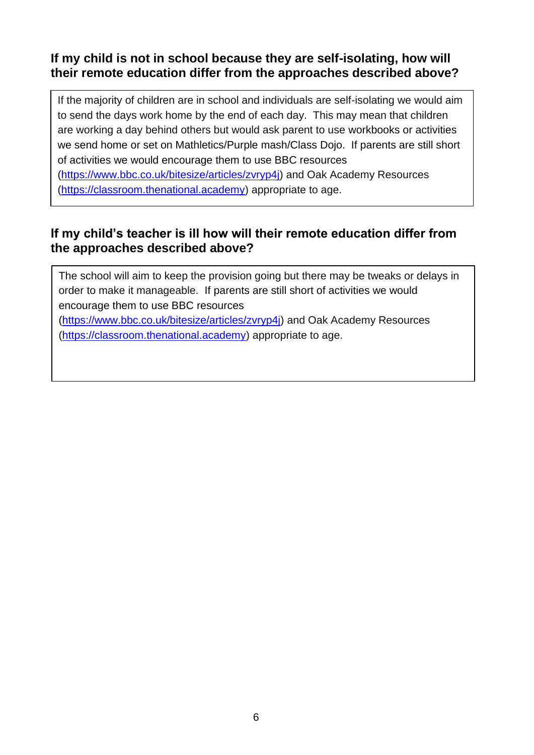### If my child is not in school because they are self-isolating, how will their remote education differ from the approaches described above?

If the majority of children are in school and individuals are self-isolating we would aim to send the days work home by the end of each day. This may mean that children are working a day behind others but would ask parent to use workbooks or activities we send home or set on Mathletics/Purple mash/Class Dojo. If parents are still short of activities we would encourage them to use BBC resources (https://www.bbc.co.uk/bitesize/articles/zvryp4j) and Oak Academy Resources (https://classroom.thenational.academy) appropriate to age.

### If my child's teacher is ill how will their remote education differ from the approaches described above?

The school will aim to keep the provision going but there may be tweaks or delays in order to make it manageable. If parents are still short of activities we would encourage them to use BBC resources (https://www.bbc.co.uk/bitesize/articles/zvryp4j) and Oak Academy Resources (https://classroom.thenational.academy) appropriate to age.